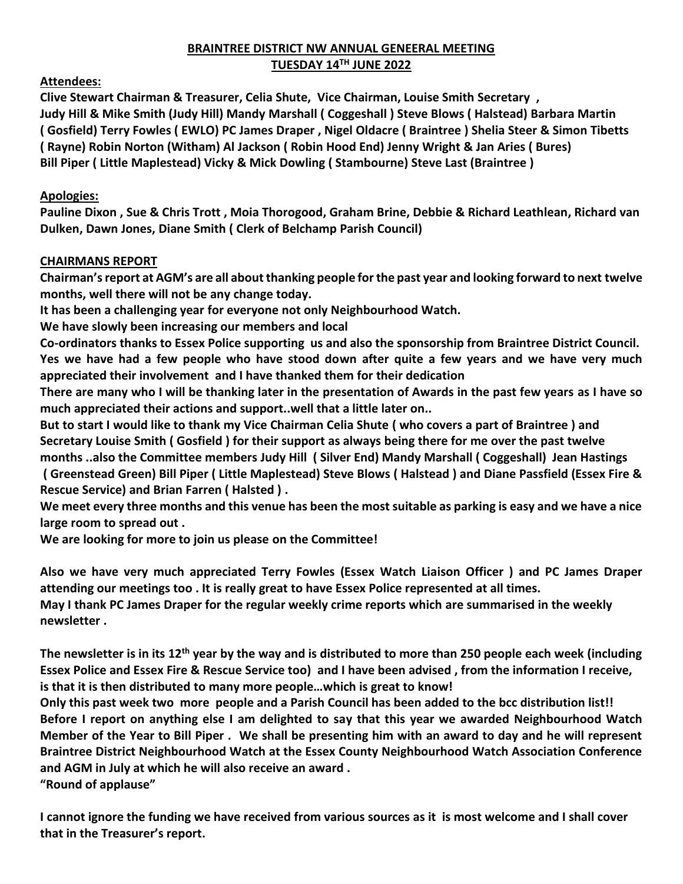**BRAINTREE DISTRICT NW ANNUAL GENEERAL MEETING**
**TUESDAY 14TH JUNE 2022**

**Attendees:**

**Clive Stewart Chairman & Treasurer, Celia Shute, Vice Chairman, Louise Smith Secretary , Judy Hill & Mike Smith (Judy Hill) Mandy Marshall ( Coggeshall ) Steve Blows ( Halstead) Barbara Martin ( Gosfield) Terry Fowles ( EWLO) PC James Draper , Nigel Oldacre ( Braintree ) Shelia Steer & Simon Tibetts ( Rayne) Robin Norton (Witham) Al Jackson ( Robin Hood End) Jenny Wright & Jan Aries ( Bures) Bill Piper ( Little Maplestead) Vicky & Mick Dowling ( Stambourne) Steve Last (Braintree )**

**Apologies:**

**Pauline Dixon , Sue & Chris Trott , Moia Thorogood, Graham Brine, Debbie & Richard Leathlean, Richard van Dulken, Dawn Jones, Diane Smith ( Clerk of Belchamp Parish Council)**

**CHAIRMANS REPORT**

**Chairman's report at AGM's are all about thanking people for the past year and looking forward to next twelve months, well there will not be any change today.**

**It has been a challenging year for everyone not only Neighbourhood Watch.**

**We have slowly been increasing our members and local Co-ordinators thanks to Essex Police supporting us and also the sponsorship from Braintree District Council.**

**Yes we have had a few people who have stood down after quite a few years and we have very much appreciated their involvement and I have thanked them for their dedication**

**There are many who I will be thanking later in the presentation of Awards in the past few years as I have so much appreciated their actions and support..well that a little later on..**

**But to start I would like to thank my Vice Chairman Celia Shute ( who covers a part of Braintree ) and Secretary Louise Smith ( Gosfield ) for their support as always being there for me over the past twelve months ..also the Committee members Judy Hill ( Silver End) Mandy Marshall ( Coggeshall) Jean Hastings ( Greenstead Green) Bill Piper ( Little Maplestead) Steve Blows ( Halstead ) and Diane Passfield (Essex Fire & Rescue Service) and Brian Farren ( Halsted ) .**

**We meet every three months and this venue has been the most suitable as parking is easy and we have a nice large room to spread out .**

**We are looking for more to join us please on the Committee!**

**Also we have very much appreciated Terry Fowles (Essex Watch Liaison Officer ) and PC James Draper attending our meetings too . It is really great to have Essex Police represented at all times.**

**May I thank PC James Draper for the regular weekly crime reports which are summarised in the weekly newsletter .**

**The newsletter is in its 12th year by the way and is distributed to more than 250 people each week (including Essex Police and Essex Fire & Rescue Service too) and I have been advised , from the information I receive, is that it is then distributed to many more people…which is great to know!**

**Only this past week two more people and a Parish Council has been added to the bcc distribution list!!**

**Before I report on anything else I am delighted to say that this year we awarded Neighbourhood Watch Member of the Year to Bill Piper . We shall be presenting him with an award to day and he will represent Braintree District Neighbourhood Watch at the Essex County Neighbourhood Watch Association Conference and AGM in July at which he will also receive an award .**

**"Round of applause"**

**I cannot ignore the funding we have received from various sources as it is most welcome and I shall cover that in the Treasurer's report.**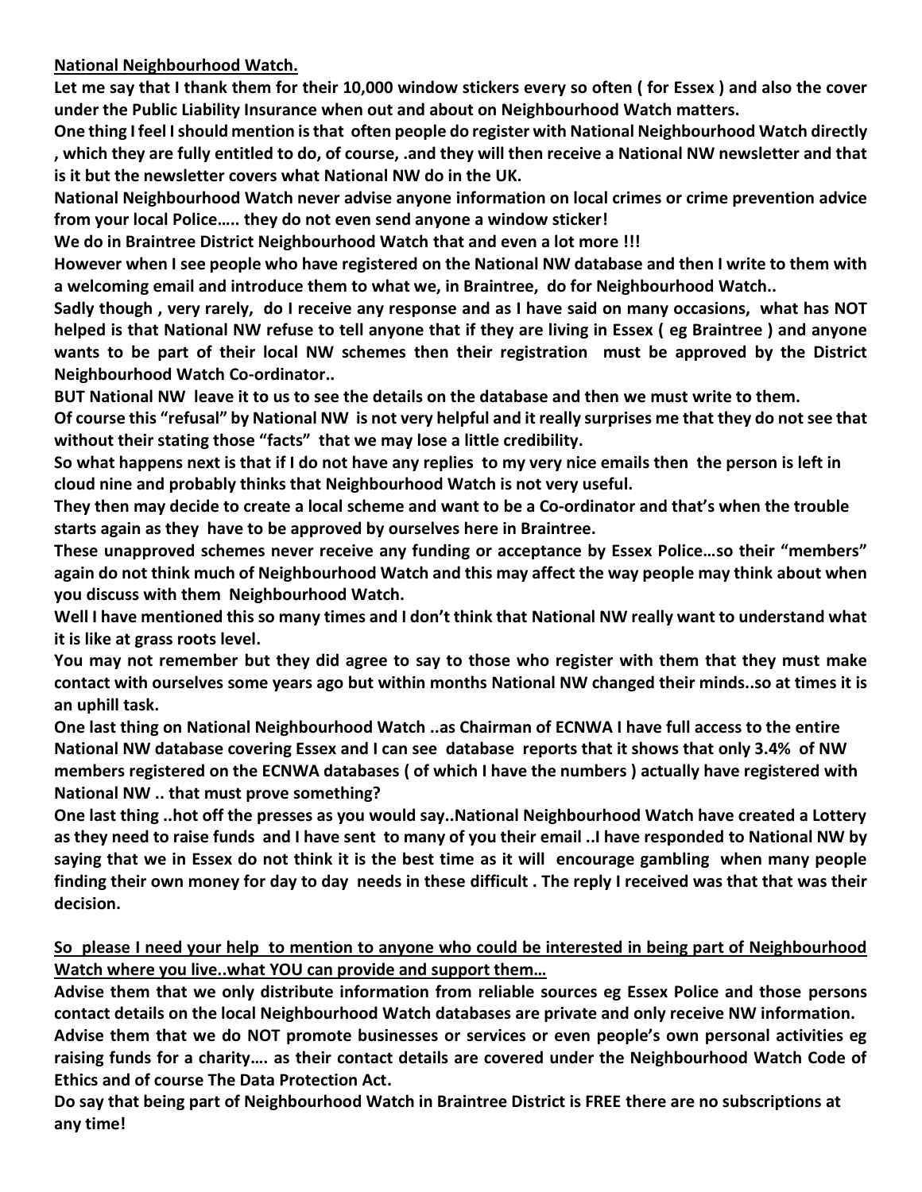**National Neighbourhood Watch.**

**Let me say that I thank them for their 10,000 window stickers every so often ( for Essex ) and also the cover under the Public Liability Insurance when out and about on Neighbourhood Watch matters.**

**One thing I feel I should mention is that often people do register with National Neighbourhood Watch directly , which they are fully entitled to do, of course, .and they will then receive a National NW newsletter and that is it but the newsletter covers what National NW do in the UK.**

**National Neighbourhood Watch never advise anyone information on local crimes or crime prevention advice from your local Police….. they do not even send anyone a window sticker!**

**We do in Braintree District Neighbourhood Watch that and even a lot more !!!**

**However when I see people who have registered on the National NW database and then I write to them with a welcoming email and introduce them to what we, in Braintree, do for Neighbourhood Watch..**

**Sadly though , very rarely, do I receive any response and as I have said on many occasions, what has NOT helped is that National NW refuse to tell anyone that if they are living in Essex ( eg Braintree ) and anyone wants to be part of their local NW schemes then their registration must be approved by the District Neighbourhood Watch Co-ordinator..**

**BUT National NW leave it to us to see the details on the database and then we must write to them.**

**Of course this "refusal" by National NW is not very helpful and it really surprises me that they do not see that without their stating those "facts" that we may lose a little credibility.**

**So what happens next is that if I do not have any replies to my very nice emails then the person is left in cloud nine and probably thinks that Neighbourhood Watch is not very useful.**

**They then may decide to create a local scheme and want to be a Co-ordinator and that's when the trouble starts again as they have to be approved by ourselves here in Braintree.**

**These unapproved schemes never receive any funding or acceptance by Essex Police…so their "members" again do not think much of Neighbourhood Watch and this may affect the way people may think about when you discuss with them Neighbourhood Watch.**

**Well I have mentioned this so many times and I don't think that National NW really want to understand what it is like at grass roots level.**

**You may not remember but they did agree to say to those who register with them that they must make contact with ourselves some years ago but within months National NW changed their minds..so at times it is an uphill task.**

**One last thing on National Neighbourhood Watch ..as Chairman of ECNWA I have full access to the entire National NW database covering Essex and I can see database reports that it shows that only 3.4% of NW members registered on the ECNWA databases ( of which I have the numbers ) actually have registered with National NW .. that must prove something?**

**One last thing ..hot off the presses as you would say..National Neighbourhood Watch have created a Lottery as they need to raise funds and I have sent to many of you their email ..I have responded to National NW by saying that we in Essex do not think it is the best time as it will encourage gambling when many people finding their own money for day to day needs in these difficult . The reply I received was that that was their decision.**

**<u>So please I need your help to mention to anyone who could be interested in being part of Neighbourhood Watch where you live..what YOU can provide and support them…</u>**

**Advise them that we only distribute information from reliable sources eg Essex Police and those persons contact details on the local Neighbourhood Watch databases are private and only receive NW information.**

**Advise them that we do NOT promote businesses or services or even people's own personal activities eg raising funds for a charity…. as their contact details are covered under the Neighbourhood Watch Code of Ethics and of course The Data Protection Act.**

**Do say that being part of Neighbourhood Watch in Braintree District is FREE there are no subscriptions at any time!**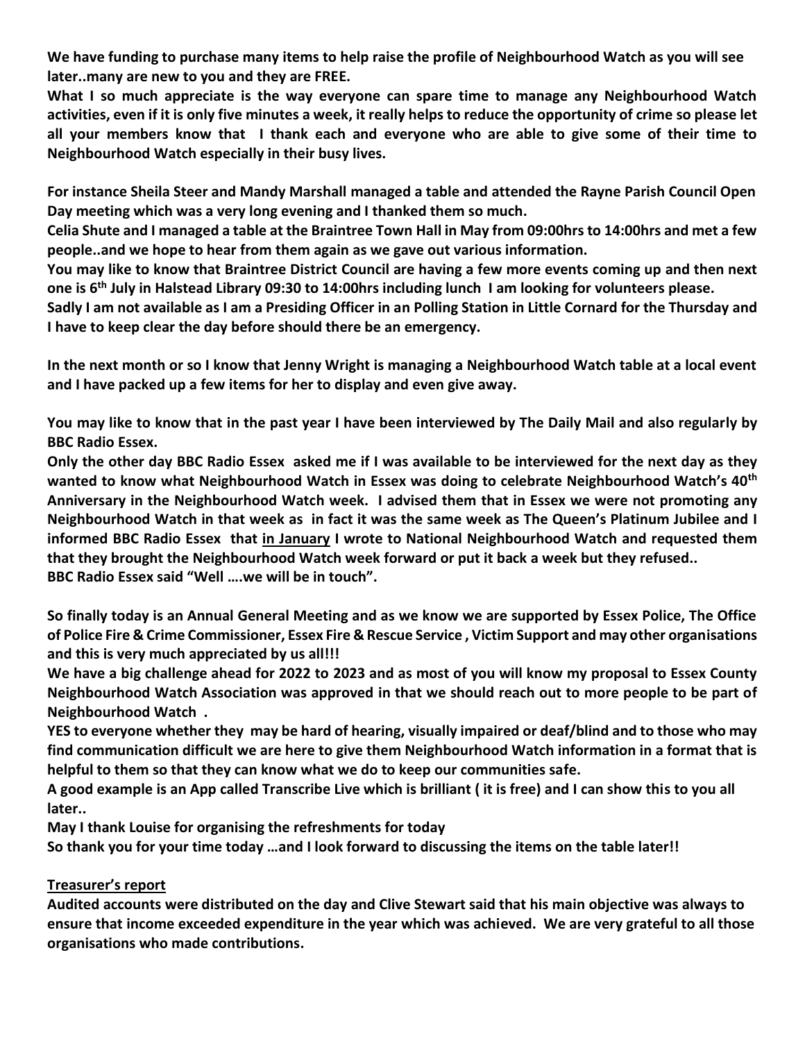**We have funding to purchase many items to help raise the profile of Neighbourhood Watch as you will see later..many are new to you and they are FREE.**

**What I so much appreciate is the way everyone can spare time to manage any Neighbourhood Watch activities, even if it is only five minutes a week, it really helps to reduce the opportunity of crime so please let all your members know that I thank each and everyone who are able to give some of their time to Neighbourhood Watch especially in their busy lives.**

**For instance Sheila Steer and Mandy Marshall managed a table and attended the Rayne Parish Council Open Day meeting which was a very long evening and I thanked them so much.**

**Celia Shute and I managed a table at the Braintree Town Hall in May from 09:00hrs to 14:00hrs and met a few people..and we hope to hear from them again as we gave out various information.**

**You may like to know that Braintree District Council are having a few more events coming up and then next one is 6th July in Halstead Library 09:30 to 14:00hrs including lunch I am looking for volunteers please.**

**Sadly I am not available as I am a Presiding Officer in an Polling Station in Little Cornard for the Thursday and I have to keep clear the day before should there be an emergency.**

**In the next month or so I know that Jenny Wright is managing a Neighbourhood Watch table at a local event and I have packed up a few items for her to display and even give away.**

**You may like to know that in the past year I have been interviewed by The Daily Mail and also regularly by BBC Radio Essex.**

**Only the other day BBC Radio Essex asked me if I was available to be interviewed for the next day as they wanted to know what Neighbourhood Watch in Essex was doing to celebrate Neighbourhood Watch's 40th Anniversary in the Neighbourhood Watch week. I advised them that in Essex we were not promoting any Neighbourhood Watch in that week as in fact it was the same week as The Queen's Platinum Jubilee and I informed BBC Radio Essex that in January I wrote to National Neighbourhood Watch and requested them that they brought the Neighbourhood Watch week forward or put it back a week but they refused..**

**BBC Radio Essex said "Well ….we will be in touch".**

**So finally today is an Annual General Meeting and as we know we are supported by Essex Police, The Office of Police Fire & Crime Commissioner, Essex Fire & Rescue Service , Victim Support and may other organisations and this is very much appreciated by us all!!!**

**We have a big challenge ahead for 2022 to 2023 and as most of you will know my proposal to Essex County Neighbourhood Watch Association was approved in that we should reach out to more people to be part of Neighbourhood Watch .**

**YES to everyone whether they may be hard of hearing, visually impaired or deaf/blind and to those who may find communication difficult we are here to give them Neighbourhood Watch information in a format that is helpful to them so that they can know what we do to keep our communities safe.**

**A good example is an App called Transcribe Live which is brilliant ( it is free) and I can show this to you all later..**

**May I thank Louise for organising the refreshments for today**

**So thank you for your time today …and I look forward to discussing the items on the table later!!**

**Treasurer's report**

**Audited accounts were distributed on the day and Clive Stewart said that his main objective was always to ensure that income exceeded expenditure in the year which was achieved. We are very grateful to all those organisations who made contributions.**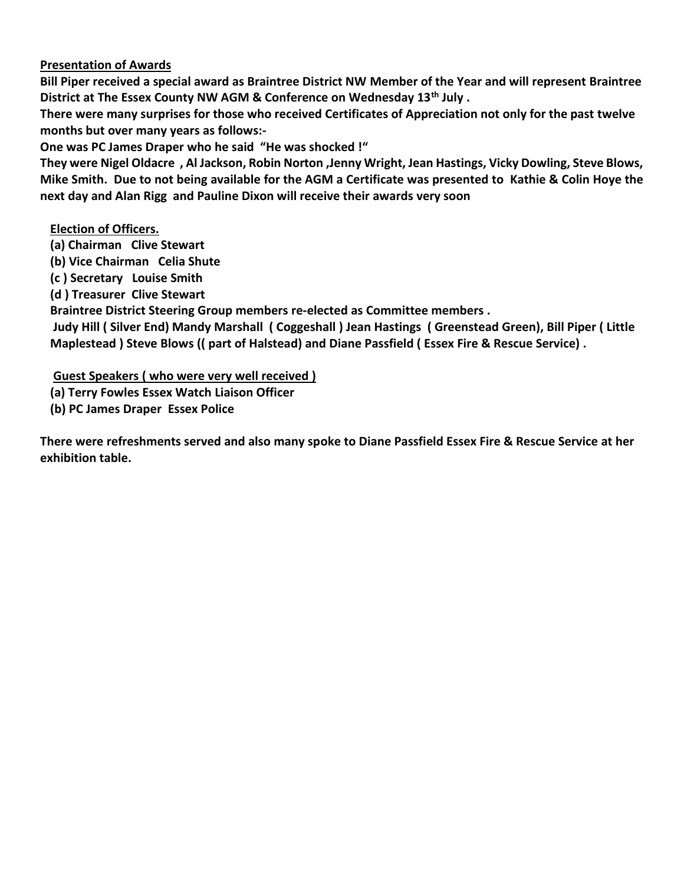**<u>Presentation of Awards</u>**

**Bill Piper received a special award as Braintree District NW Member of the Year and will represent Braintree District at The Essex County NW AGM & Conference on Wednesday 13th July .**

**There were many surprises for those who received Certificates of Appreciation not only for the past twelve months but over many years as follows:-**

**One was PC James Draper who he said "He was shocked !"**

**They were Nigel Oldacre , Al Jackson, Robin Norton ,Jenny Wright, Jean Hastings, Vicky Dowling, Steve Blows, Mike Smith. Due to not being available for the AGM a Certificate was presented to Kathie & Colin Hoye the next day and Alan Rigg and Pauline Dixon will receive their awards very soon**

**<u>Election of Officers.</u>**

**(a) Chairman Clive Stewart**

**(b) Vice Chairman Celia Shute**

**(c ) Secretary Louise Smith**

**(d ) Treasurer Clive Stewart**

**Braintree District Steering Group members re-elected as Committee members .**

**Judy Hill ( Silver End) Mandy Marshall ( Coggeshall ) Jean Hastings ( Greenstead Green), Bill Piper ( Little Maplestead ) Steve Blows (( part of Halstead) and Diane Passfield ( Essex Fire & Rescue Service) .**

**<u>Guest Speakers ( who were very well received )</u>**

**(a) Terry Fowles Essex Watch Liaison Officer**

**(b) PC James Draper Essex Police**

**There were refreshments served and also many spoke to Diane Passfield Essex Fire & Rescue Service at her exhibition table.**